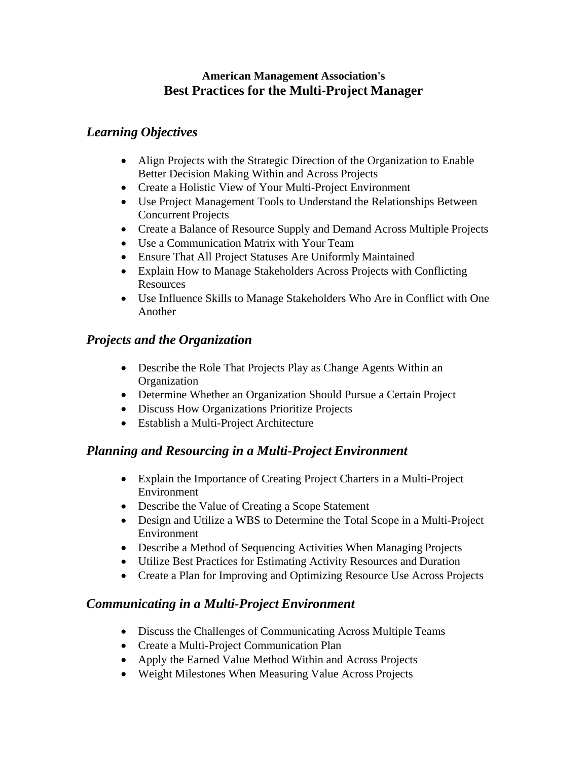**American Management Association's**

# Best Practices for the Multi-Project Manager

## *Learning Objectives*

- Align Projects with the Strategic Direction of the Organization to Enable Better Decision Making Within and Across Projects
- Create a Holistic View of Your Multi-Project Environment
- Use Project Management Tools to Understand the Relationships Between Concurrent Projects
- Create a Balance of Resource Supply and Demand Across Multiple Projects
- Use a Communication Matrix with Your Team
- Ensure That All Project Statuses Are Uniformly Maintained
- Explain How to Manage Stakeholders Across Projects with Conflicting Resources
- Use Influence Skills to Manage Stakeholders Who Are in Conflict with One Another

## *Projects and the Organization*

- Describe the Role That Projects Play as Change Agents Within an Organization
- Determine Whether an Organization Should Pursue a Certain Project
- Discuss How Organizations Prioritize Projects
- Establish a Multi-Project Architecture

## *Planning and Resourcing in a Multi-Project Environment*

- Explain the Importance of Creating Project Charters in a Multi-Project Environment
- Describe the Value of Creating a Scope Statement
- Design and Utilize a WBS to Determine the Total Scope in a Multi-Project Environment
- Describe a Method of Sequencing Activities When Managing Projects
- Utilize Best Practices for Estimating Activity Resources and Duration
- Create a Plan for Improving and Optimizing Resource Use Across Projects

## *Communicating in a Multi-Project Environment*

- Discuss the Challenges of Communicating Across Multiple Teams
- Create a Multi-Project Communication Plan
- Apply the Earned Value Method Within and Across Projects
- Weight Milestones When Measuring Value Across Projects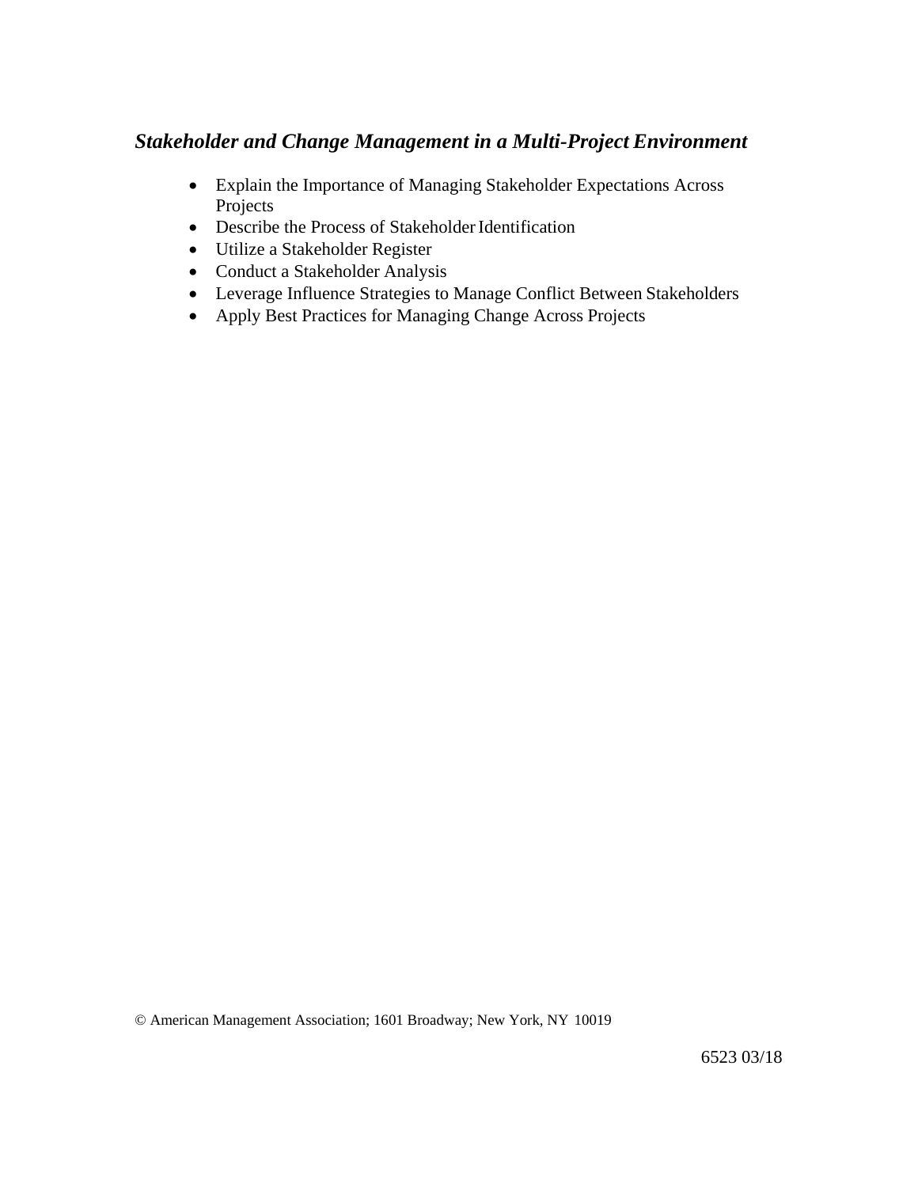## *Stakeholder and Change Management in a Multi-Project Environment*

- Explain the Importance of Managing Stakeholder Expectations Across Projects
- Describe the Process of Stakeholder Identification
- Utilize a Stakeholder Register
- Conduct a Stakeholder Analysis
- Leverage Influence Strategies to Manage Conflict Between Stakeholders
- Apply Best Practices for Managing Change Across Projects

© American Management Association; 1601 Broadway; New York, NY 10019

6523 03/18